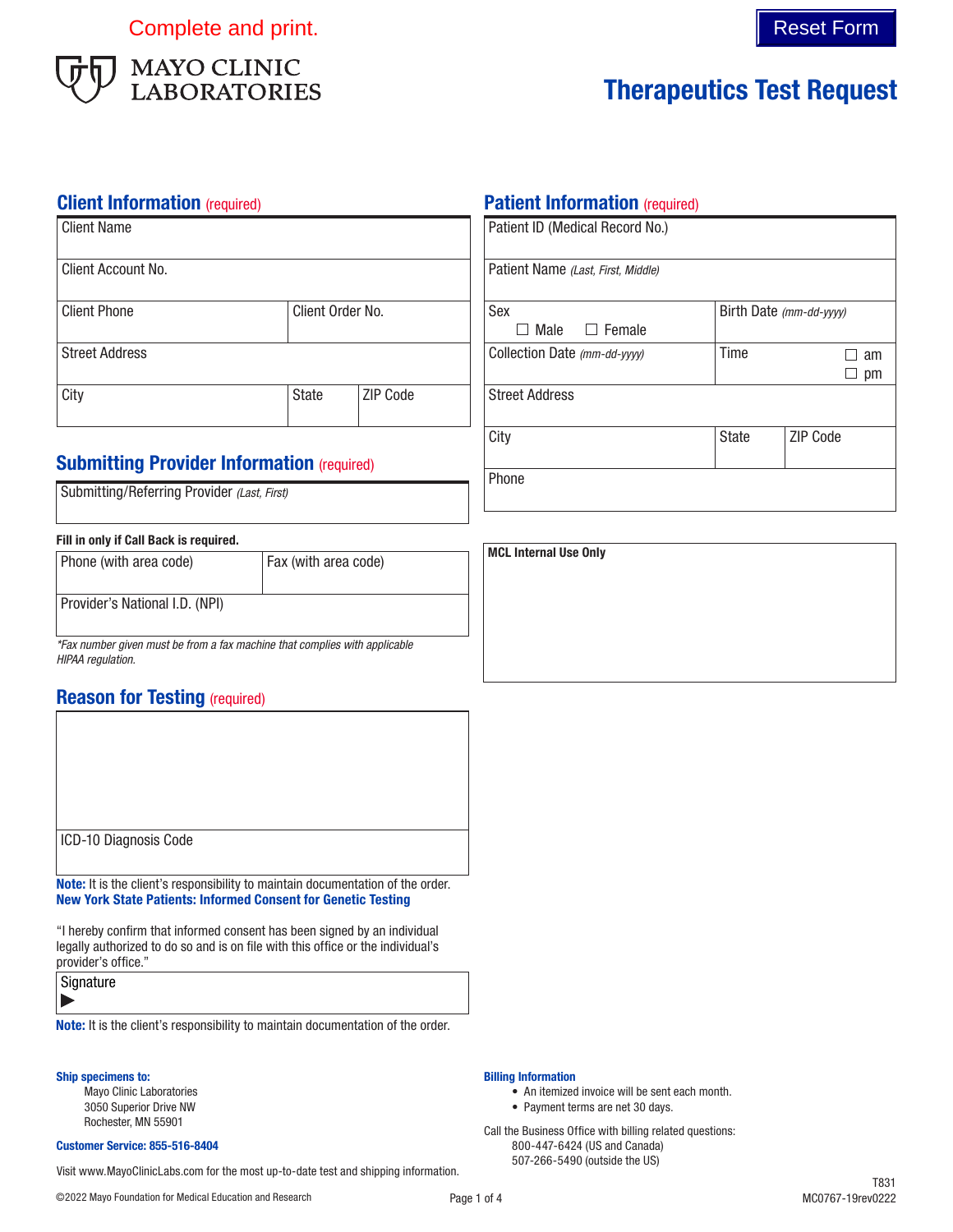Complete and print.

Reset Form

MAYO CLINIC LABORATORIES

# Therapeutics Test Request

## Client Information (required)

| Client Name | | |
|---|---|---|
| Client Account No. | | |
| Client Phone | Client Order No. | |
| Street Address | | |
| City | State | ZIP Code |

## Submitting Provider Information (required)

| Submitting/Referring Provider *(Last, First)* |
|---|

**Fill in only if Call Back is required.**

| Phone (with area code) | Fax (with area code) |
|---|---|
| Provider's National I.D. (NPI) | |

*\*Fax number given must be from a fax machine that complies with applicable HIPAA regulation.*

## Reason for Testing (required)

| |
|---|
| ICD-10 Diagnosis Code |

**Note:** It is the client's responsibility to maintain documentation of the order.

**New York State Patients: Informed Consent for Genetic Testing**

"I hereby confirm that informed consent has been signed by an individual legally authorized to do so and is on file with this office or the individual's provider's office."

| Signature ▶ |
|---|

**Note:** It is the client's responsibility to maintain documentation of the order.

## Patient Information (required)

| Patient ID (Medical Record No.) | | |
|---|---|---|
| Patient Name *(Last, First, Middle)* | | |
| Sex ☐ Male ☐ Female | Birth Date *(mm-dd-yyyy)* | |
| Collection Date *(mm-dd-yyyy)* | Time ☐ am ☐ pm | |
| Street Address | | |
| City | State | ZIP Code |
| Phone | | |

**MCL Internal Use Only**

**Ship specimens to:**

Mayo Clinic Laboratories
3050 Superior Drive NW
Rochester, MN 55901

**Customer Service: 855-516-8404**

Visit www.MayoClinicLabs.com for the most up-to-date test and shipping information.

**Billing Information**

- An itemized invoice will be sent each month.
- Payment terms are net 30 days.

Call the Business Office with billing related questions:
800-447-6424 (US and Canada)
507-266-5490 (outside the US)

©2022 Mayo Foundation for Medical Education and Research

T831
MC0767-19rev0222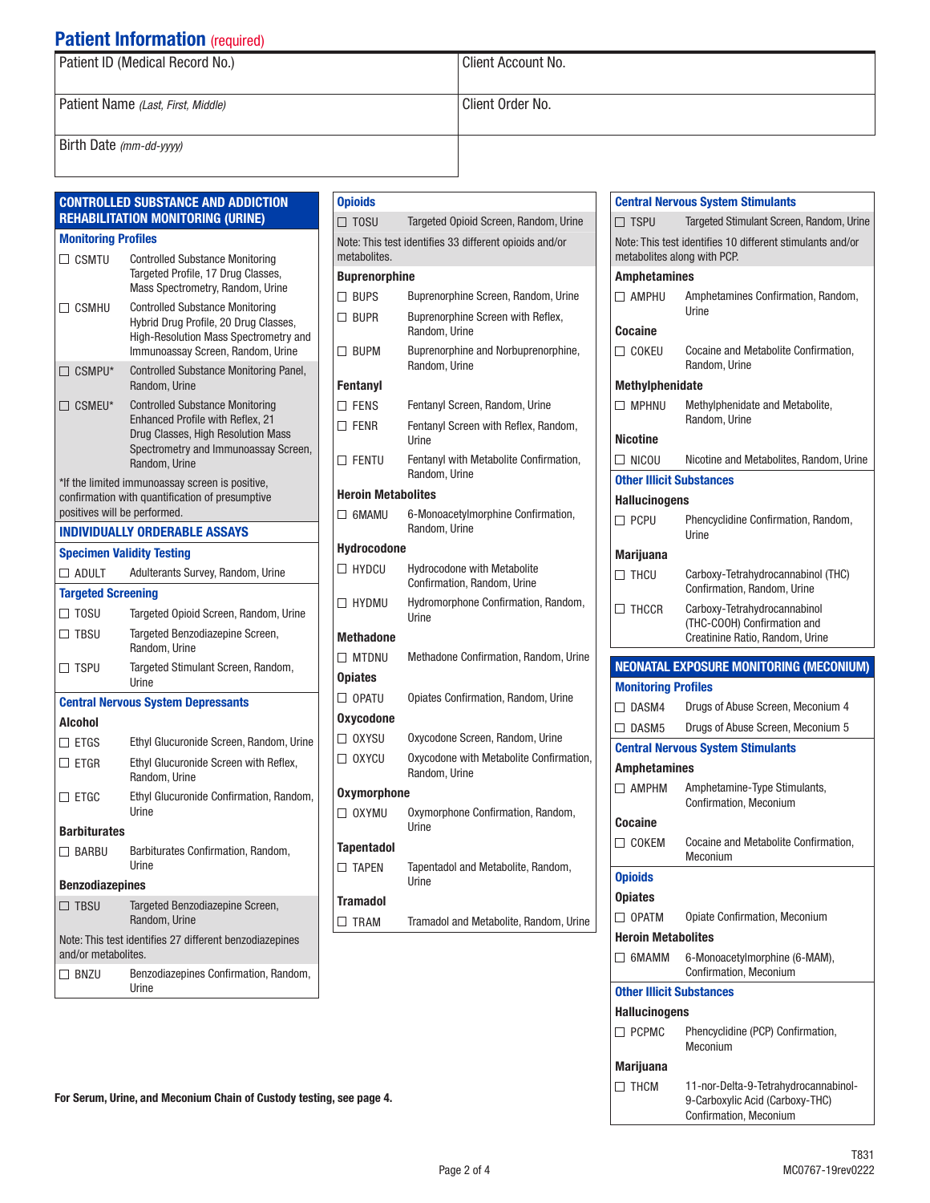## Patient Information (required)

| Patient ID (Medical Record No.) | Client Account No. |
|---|---|
| Patient Name *(Last, First, Middle)* | Client Order No. |
| Birth Date *(mm-dd-yyyy)* | |

## CONTROLLED SUBSTANCE AND ADDICTION REHABILITATION MONITORING (URINE)

### Monitoring Profiles

- ☐ CSMTU — Controlled Substance Monitoring Targeted Profile, 17 Drug Classes, Mass Spectrometry, Random, Urine
- ☐ CSMHU — Controlled Substance Monitoring Hybrid Drug Profile, 20 Drug Classes, High-Resolution Mass Spectrometry and Immunoassay Screen, Random, Urine
- ☐ CSMPU* — Controlled Substance Monitoring Panel, Random, Urine
- ☐ CSMEU* — Controlled Substance Monitoring Enhanced Profile with Reflex, 21 Drug Classes, High Resolution Mass Spectrometry and Immunoassay Screen, Random, Urine

*If the limited immunoassay screen is positive, confirmation with quantification of presumptive positives will be performed.

### INDIVIDUALLY ORDERABLE ASSAYS

#### Specimen Validity Testing

- ☐ ADULT — Adulterants Survey, Random, Urine

#### Targeted Screening

- ☐ TOSU — Targeted Opioid Screen, Random, Urine
- ☐ TBSU — Targeted Benzodiazepine Screen, Random, Urine
- ☐ TSPU — Targeted Stimulant Screen, Random, Urine

#### Central Nervous System Depressants

**Alcohol**

- ☐ ETGS — Ethyl Glucuronide Screen, Random, Urine
- ☐ ETGR — Ethyl Glucuronide Screen with Reflex, Random, Urine
- ☐ ETGC — Ethyl Glucuronide Confirmation, Random, Urine

**Barbiturates**

- ☐ BARBU — Barbiturates Confirmation, Random, Urine

**Benzodiazepines**

- ☐ TBSU — Targeted Benzodiazepine Screen, Random, Urine

Note: This test identifies 27 different benzodiazepines and/or metabolites.

- ☐ BNZU — Benzodiazepines Confirmation, Random, Urine

#### Opioids

- ☐ TOSU — Targeted Opioid Screen, Random, Urine

Note: This test identifies 33 different opioids and/or metabolites.

**Buprenorphine**

- ☐ BUPS — Buprenorphine Screen, Random, Urine
- ☐ BUPR — Buprenorphine Screen with Reflex, Random, Urine
- ☐ BUPM — Buprenorphine and Norbuprenorphine, Random, Urine

**Fentanyl**

- ☐ FENS — Fentanyl Screen, Random, Urine
- ☐ FENR — Fentanyl Screen with Reflex, Random, Urine
- ☐ FENTU — Fentanyl with Metabolite Confirmation, Random, Urine

**Heroin Metabolites**

- ☐ 6MAMU — 6-Monoacetylmorphine Confirmation, Random, Urine

**Hydrocodone**

- ☐ HYDCU — Hydrocodone with Metabolite Confirmation, Random, Urine
- ☐ HYDMU — Hydromorphone Confirmation, Random, Urine

**Methadone**

- ☐ MTDNU — Methadone Confirmation, Random, Urine

**Opiates**

- ☐ OPATU — Opiates Confirmation, Random, Urine

**Oxycodone**

- ☐ OXYSU — Oxycodone Screen, Random, Urine
- ☐ OXYCU — Oxycodone with Metabolite Confirmation, Random, Urine

**Oxymorphone**

- ☐ OXYMU — Oxymorphone Confirmation, Random, Urine

**Tapentadol**

- ☐ TAPEN — Tapentadol and Metabolite, Random, Urine

**Tramadol**

- ☐ TRAM — Tramadol and Metabolite, Random, Urine

#### Central Nervous System Stimulants

- ☐ TSPU — Targeted Stimulant Screen, Random, Urine

Note: This test identifies 10 different stimulants and/or metabolites along with PCP.

**Amphetamines**

- ☐ AMPHU — Amphetamines Confirmation, Random, Urine

**Cocaine**

- ☐ COKEU — Cocaine and Metabolite Confirmation, Random, Urine

**Methylphenidate**

- ☐ MPHNU — Methylphenidate and Metabolite, Random, Urine

**Nicotine**

- ☐ NICOU — Nicotine and Metabolites, Random, Urine

#### Other Illicit Substances

**Hallucinogens**

- ☐ PCPU — Phencyclidine Confirmation, Random, Urine

**Marijuana**

- ☐ THCU — Carboxy-Tetrahydrocannabinol (THC) Confirmation, Random, Urine
- ☐ THCCR — Carboxy-Tetrahydrocannabinol (THC-COOH) Confirmation and Creatinine Ratio, Random, Urine

## NEONATAL EXPOSURE MONITORING (MECONIUM)

### Monitoring Profiles

- ☐ DASM4 — Drugs of Abuse Screen, Meconium 4
- ☐ DASM5 — Drugs of Abuse Screen, Meconium 5

### Central Nervous System Stimulants

**Amphetamines**

- ☐ AMPHM — Amphetamine-Type Stimulants, Confirmation, Meconium

**Cocaine**

- ☐ COKEM — Cocaine and Metabolite Confirmation, Meconium

### Opioids

**Opiates**

- ☐ OPATM — Opiate Confirmation, Meconium

**Heroin Metabolites**

- ☐ 6MAMM — 6-Monoacetylmorphine (6-MAM), Confirmation, Meconium

### Other Illicit Substances

**Hallucinogens**

- ☐ PCPMC — Phencyclidine (PCP) Confirmation, Meconium

**Marijuana**

- ☐ THCM — 11-nor-Delta-9-Tetrahydrocannabinol-9-Carboxylic Acid (Carboxy-THC) Confirmation, Meconium

**For Serum, Urine, and Meconium Chain of Custody testing, see page 4.**

T831
MC0767-19rev0222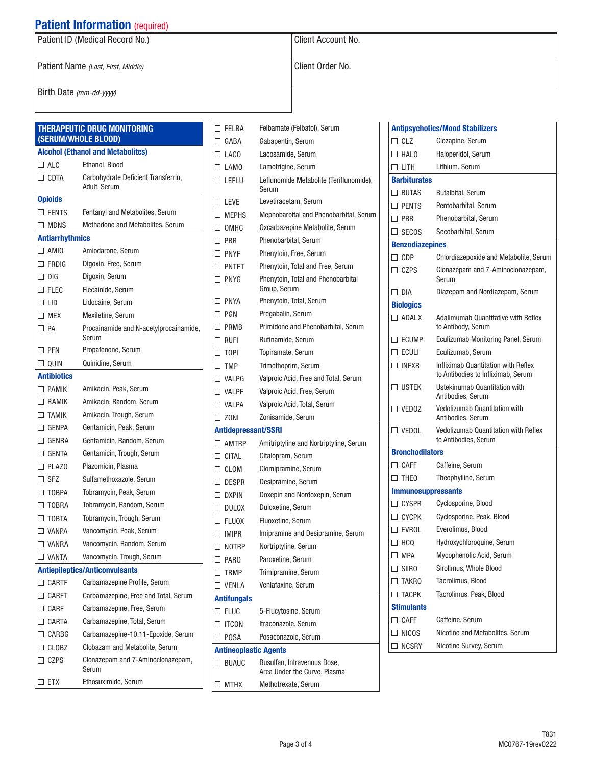## Patient Information (required)

| Patient ID (Medical Record No.) | Client Account No. |
|---|---|
| Patient Name *(Last, First, Middle)* | Client Order No. |
| Birth Date *(mm-dd-yyyy)* | |

## THERAPEUTIC DRUG MONITORING (SERUM/WHOLE BLOOD)

### Alcohol (Ethanol and Metabolites)

| | Code | Test |
|---|---|---|
| ☐ | ALC | Ethanol, Blood |
| ☐ | CDTA | Carbohydrate Deficient Transferrin, Adult, Serum |

### Opioids

| | Code | Test |
|---|---|---|
| ☐ | FENTS | Fentanyl and Metabolites, Serum |
| ☐ | MDNS | Methadone and Metabolites, Serum |

### Antiarrhythmics

| | Code | Test |
|---|---|---|
| ☐ | AMIO | Amiodarone, Serum |
| ☐ | FRDIG | Digoxin, Free, Serum |
| ☐ | DIG | Digoxin, Serum |
| ☐ | FLEC | Flecainide, Serum |
| ☐ | LID | Lidocaine, Serum |
| ☐ | MEX | Mexiletine, Serum |
| ☐ | PA | Procainamide and N-acetylprocainamide, Serum |
| ☐ | PFN | Propafenone, Serum |
| ☐ | QUIN | Quinidine, Serum |

### Antibiotics

| | Code | Test |
|---|---|---|
| ☐ | PAMIK | Amikacin, Peak, Serum |
| ☐ | RAMIK | Amikacin, Random, Serum |
| ☐ | TAMIK | Amikacin, Trough, Serum |
| ☐ | GENPA | Gentamicin, Peak, Serum |
| ☐ | GENRA | Gentamicin, Random, Serum |
| ☐ | GENTA | Gentamicin, Trough, Serum |
| ☐ | PLAZO | Plazomicin, Plasma |
| ☐ | SFZ | Sulfamethoxazole, Serum |
| ☐ | TOBPA | Tobramycin, Peak, Serum |
| ☐ | TOBRA | Tobramycin, Random, Serum |
| ☐ | TOBTA | Tobramycin, Trough, Serum |
| ☐ | VANPA | Vancomycin, Peak, Serum |
| ☐ | VANRA | Vancomycin, Random, Serum |
| ☐ | VANTA | Vancomycin, Trough, Serum |

### Antiepileptics/Anticonvulsants

| | Code | Test |
|---|---|---|
| ☐ | CARTF | Carbamazepine Profile, Serum |
| ☐ | CARFT | Carbamazepine, Free and Total, Serum |
| ☐ | CARF | Carbamazepine, Free, Serum |
| ☐ | CARTA | Carbamazepine, Total, Serum |
| ☐ | CARBG | Carbamazepine-10,11-Epoxide, Serum |
| ☐ | CLOBZ | Clobazam and Metabolite, Serum |
| ☐ | CZPS | Clonazepam and 7-Aminoclonazepam, Serum |
| ☐ | ETX | Ethosuximide, Serum |
| ☐ | FELBA | Felbamate (Felbatol), Serum |
| ☐ | GABA | Gabapentin, Serum |
| ☐ | LACO | Lacosamide, Serum |
| ☐ | LAMO | Lamotrigine, Serum |
| ☐ | LEFLU | Leflunomide Metabolite (Teriflunomide), Serum |
| ☐ | LEVE | Levetiracetam, Serum |
| ☐ | MEPHS | Mephobarbital and Phenobarbital, Serum |
| ☐ | OMHC | Oxcarbazepine Metabolite, Serum |
| ☐ | PBR | Phenobarbital, Serum |
| ☐ | PNYF | Phenytoin, Free, Serum |
| ☐ | PNTFT | Phenytoin, Total and Free, Serum |
| ☐ | PNYG | Phenytoin, Total and Phenobarbital Group, Serum |
| ☐ | PNYA | Phenytoin, Total, Serum |
| ☐ | PGN | Pregabalin, Serum |
| ☐ | PRMB | Primidone and Phenobarbital, Serum |
| ☐ | RUFI | Rufinamide, Serum |
| ☐ | TOPI | Topiramate, Serum |
| ☐ | TMP | Trimethoprim, Serum |
| ☐ | VALPG | Valproic Acid, Free and Total, Serum |
| ☐ | VALPF | Valproic Acid, Free, Serum |
| ☐ | VALPA | Valproic Acid, Total, Serum |
| ☐ | ZONI | Zonisamide, Serum |

### Antidepressant/SSRI

| | Code | Test |
|---|---|---|
| ☐ | AMTRP | Amitriptyline and Nortriptyline, Serum |
| ☐ | CITAL | Citalopram, Serum |
| ☐ | CLOM | Clomipramine, Serum |
| ☐ | DESPR | Desipramine, Serum |
| ☐ | DXPIN | Doxepin and Nordoxepin, Serum |
| ☐ | DULOX | Duloxetine, Serum |
| ☐ | FLUOX | Fluoxetine, Serum |
| ☐ | IMIPR | Imipramine and Desipramine, Serum |
| ☐ | NOTRP | Nortriptyline, Serum |
| ☐ | PARO | Paroxetine, Serum |
| ☐ | TRMP | Trimipramine, Serum |
| ☐ | VENLA | Venlafaxine, Serum |

### Antifungals

| | Code | Test |
|---|---|---|
| ☐ | FLUC | 5-Flucytosine, Serum |
| ☐ | ITCON | Itraconazole, Serum |
| ☐ | POSA | Posaconazole, Serum |

### Antineoplastic Agents

| | Code | Test |
|---|---|---|
| ☐ | BUAUC | Busulfan, Intravenous Dose, Area Under the Curve, Plasma |
| ☐ | MTHX | Methotrexate, Serum |

### Antipsychotics/Mood Stabilizers

| | Code | Test |
|---|---|---|
| ☐ | CLZ | Clozapine, Serum |
| ☐ | HALO | Haloperidol, Serum |
| ☐ | LITH | Lithium, Serum |

### Barbiturates

| | Code | Test |
|---|---|---|
| ☐ | BUTAS | Butalbital, Serum |
| ☐ | PENTS | Pentobarbital, Serum |
| ☐ | PBR | Phenobarbital, Serum |
| ☐ | SECOS | Secobarbital, Serum |

### Benzodiazepines

| | Code | Test |
|---|---|---|
| ☐ | CDP | Chlordiazepoxide and Metabolite, Serum |
| ☐ | CZPS | Clonazepam and 7-Aminoclonazepam, Serum |
| ☐ | DIA | Diazepam and Nordiazepam, Serum |

### Biologics

| | Code | Test |
|---|---|---|
| ☐ | ADALX | Adalimumab Quantitative with Reflex to Antibody, Serum |
| ☐ | ECUMP | Eculizumab Monitoring Panel, Serum |
| ☐ | ECULI | Eculizumab, Serum |
| ☐ | INFXR | Infliximab Quantitation with Reflex to Antibodies to Infliximab, Serum |
| ☐ | USTEK | Ustekinumab Quantitation with Antibodies, Serum |
| ☐ | VEDOZ | Vedolizumab Quantitation with Antibodies, Serum |
| ☐ | VEDOL | Vedolizumab Quantitation with Reflex to Antibodies, Serum |

### Bronchodilators

| | Code | Test |
|---|---|---|
| ☐ | CAFF | Caffeine, Serum |
| ☐ | THEO | Theophylline, Serum |

### Immunosuppressants

| | Code | Test |
|---|---|---|
| ☐ | CYSPR | Cyclosporine, Blood |
| ☐ | CYCPK | Cyclosporine, Peak, Blood |
| ☐ | EVROL | Everolimus, Blood |
| ☐ | HCQ | Hydroxychloroquine, Serum |
| ☐ | MPA | Mycophenolic Acid, Serum |
| ☐ | SIIRO | Sirolimus, Whole Blood |
| ☐ | TAKRO | Tacrolimus, Blood |
| ☐ | TACPK | Tacrolimus, Peak, Blood |

### Stimulants

| | Code | Test |
|---|---|---|
| ☐ | CAFF | Caffeine, Serum |
| ☐ | NICOS | Nicotine and Metabolites, Serum |
| ☐ | NCSRY | Nicotine Survey, Serum |

T831
MC0767-19rev0222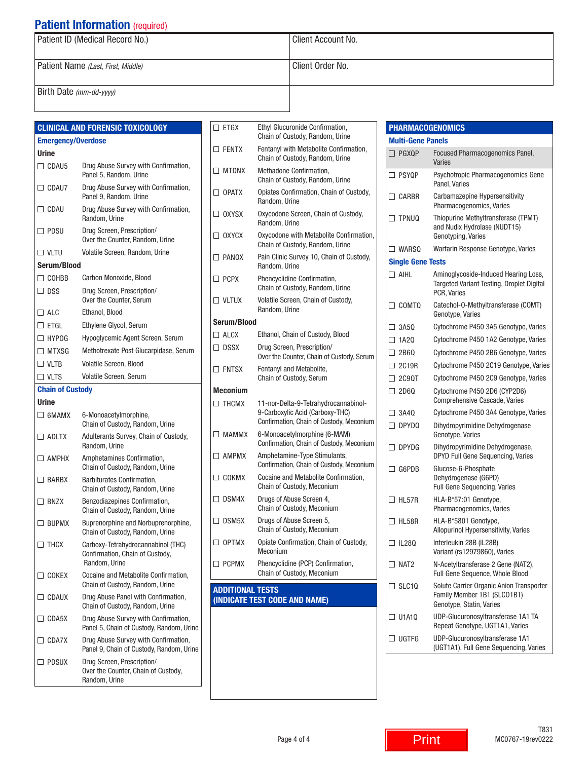## Patient Information (required)

| | |
|---|---|
| Patient ID (Medical Record No.) | Client Account No. |
| Patient Name *(Last, First, Middle)* | Client Order No. |
| Birth Date *(mm-dd-yyyy)* | |

## CLINICAL AND FORENSIC TOXICOLOGY

### Emergency/Overdose

**Urine**

- ☐ CDAU5 — Drug Abuse Survey with Confirmation, Panel 5, Random, Urine
- ☐ CDAU7 — Drug Abuse Survey with Confirmation, Panel 9, Random, Urine
- ☐ CDAU — Drug Abuse Survey with Confirmation, Random, Urine
- ☐ PDSU — Drug Screen, Prescription/ Over the Counter, Random, Urine
- ☐ VLTU — Volatile Screen, Random, Urine

**Serum/Blood**

- ☐ COHBB — Carbon Monoxide, Blood
- ☐ DSS — Drug Screen, Prescription/ Over the Counter, Serum
- ☐ ALC — Ethanol, Blood
- ☐ ETGL — Ethylene Glycol, Serum
- ☐ HYPOG — Hypoglycemic Agent Screen, Serum
- ☐ MTXSG — Methotrexate Post Glucarpidase, Serum
- ☐ VLTB — Volatile Screen, Blood
- ☐ VLTS — Volatile Screen, Serum

### Chain of Custody

**Urine**

- ☐ 6MAMX — 6-Monoacetylmorphine, Chain of Custody, Random, Urine
- ☐ ADLTX — Adulterants Survey, Chain of Custody, Random, Urine
- ☐ AMPHX — Amphetamines Confirmation, Chain of Custody, Random, Urine
- ☐ BARBX — Barbiturates Confirmation, Chain of Custody, Random, Urine
- ☐ BNZX — Benzodiazepines Confirmation, Chain of Custody, Random, Urine
- ☐ BUPMX — Buprenorphine and Norbuprenorphine, Chain of Custody, Random, Urine
- ☐ THCX — Carboxy-Tetrahydrocannabinol (THC) Confirmation, Chain of Custody, Random, Urine
- ☐ COKEX — Cocaine and Metabolite Confirmation, Chain of Custody, Random, Urine
- ☐ CDAUX — Drug Abuse Panel with Confirmation, Chain of Custody, Random, Urine
- ☐ CDA5X — Drug Abuse Survey with Confirmation, Panel 5, Chain of Custody, Random, Urine
- ☐ CDA7X — Drug Abuse Survey with Confirmation, Panel 9, Chain of Custody, Random, Urine
- ☐ PDSUX — Drug Screen, Prescription/ Over the Counter, Chain of Custody, Random, Urine
- ☐ ETGX — Ethyl Glucuronide Confirmation, Chain of Custody, Random, Urine
- ☐ FENTX — Fentanyl with Metabolite Confirmation, Chain of Custody, Random, Urine
- ☐ MTDNX — Methadone Confirmation, Chain of Custody, Random, Urine
- ☐ OPATX — Opiates Confirmation, Chain of Custody, Random, Urine
- ☐ OXYSX — Oxycodone Screen, Chain of Custody, Random, Urine
- ☐ OXYCX — Oxycodone with Metabolite Confirmation, Chain of Custody, Random, Urine
- ☐ PANOX — Pain Clinic Survey 10, Chain of Custody, Random, Urine
- ☐ PCPX — Phencyclidine Confirmation, Chain of Custody, Random, Urine
- ☐ VLTUX — Volatile Screen, Chain of Custody, Random, Urine

**Serum/Blood**

- ☐ ALCX — Ethanol, Chain of Custody, Blood
- ☐ DSSX — Drug Screen, Prescription/ Over the Counter, Chain of Custody, Serum
- ☐ FNTSX — Fentanyl and Metabolite, Chain of Custody, Serum

**Meconium**

- ☐ THCMX — 11-nor-Delta-9-Tetrahydrocannabinol-9-Carboxylic Acid (Carboxy-THC) Confirmation, Chain of Custody, Meconium
- ☐ MAMMX — 6-Monoacetylmorphine (6-MAM) Confirmation, Chain of Custody, Meconium
- ☐ AMPMX — Amphetamine-Type Stimulants, Confirmation, Chain of Custody, Meconium
- ☐ COKMX — Cocaine and Metabolite Confirmation, Chain of Custody, Meconium
- ☐ DSM4X — Drugs of Abuse Screen 4, Chain of Custody, Meconium
- ☐ DSM5X — Drugs of Abuse Screen 5, Chain of Custody, Meconium
- ☐ OPTMX — Opiate Confirmation, Chain of Custody, Meconium
- ☐ PCPMX — Phencyclidine (PCP) Confirmation, Chain of Custody, Meconium

## ADDITIONAL TESTS (INDICATE TEST CODE AND NAME)

## PHARMACOGENOMICS

### Multi-Gene Panels

- ☐ PGXQP — Focused Pharmacogenomics Panel, Varies
- ☐ PSYQP — Psychotropic Pharmacogenomics Gene Panel, Varies
- ☐ CARBR — Carbamazepine Hypersensitivity Pharmacogenomics, Varies
- ☐ TPNUQ — Thiopurine Methyltransferase (TPMT) and Nudix Hydrolase (NUDT15) Genotyping, Varies
- ☐ WARSQ — Warfarin Response Genotype, Varies

### Single Gene Tests

- ☐ AIHL — Aminoglycoside-Induced Hearing Loss, Targeted Variant Testing, Droplet Digital PCR, Varies
- ☐ COMTQ — Catechol-O-Methyltransferase (COMT) Genotype, Varies
- ☐ 3A5Q — Cytochrome P450 3A5 Genotype, Varies
- ☐ 1A2Q — Cytochrome P450 1A2 Genotype, Varies
- ☐ 2B6Q — Cytochrome P450 2B6 Genotype, Varies
- ☐ 2C19R — Cytochrome P450 2C19 Genotype, Varies
- ☐ 2C9QT — Cytochrome P450 2C9 Genotype, Varies
- ☐ 2D6Q — Cytochrome P450 2D6 (CYP2D6) Comprehensive Cascade, Varies
- ☐ 3A4Q — Cytochrome P450 3A4 Genotype, Varies
- ☐ DPYDQ — Dihydropyrimidine Dehydrogenase Genotype, Varies
- ☐ DPYDG — Dihydropyrimidine Dehydrogenase, DPYD Full Gene Sequencing, Varies
- ☐ G6PDB — Glucose-6-Phosphate Dehydrogenase (G6PD) Full Gene Sequencing, Varies
- ☐ HL57R — HLA-B*57:01 Genotype, Pharmacogenomics, Varies
- ☐ HL58R — HLA-B*5801 Genotype, Allopurinol Hypersensitivity, Varies
- ☐ IL28Q — Interleukin 28B (IL28B) Variant (rs12979860), Varies
- ☐ NAT2 — N-Acetyltransferase 2 Gene (NAT2), Full Gene Sequence, Whole Blood
- ☐ SLC1Q — Solute Carrier Organic Anion Transporter Family Member 1B1 (SLCO1B1) Genotype, Statin, Varies
- ☐ U1A1Q — UDP-Glucuronosyltransferase 1A1 TA Repeat Genotype, UGT1A1, Varies
- ☐ UGTFG — UDP-Glucuronosyltransferase 1A1 (UGT1A1), Full Gene Sequencing, Varies

Print

T831
MC0767-19rev0222